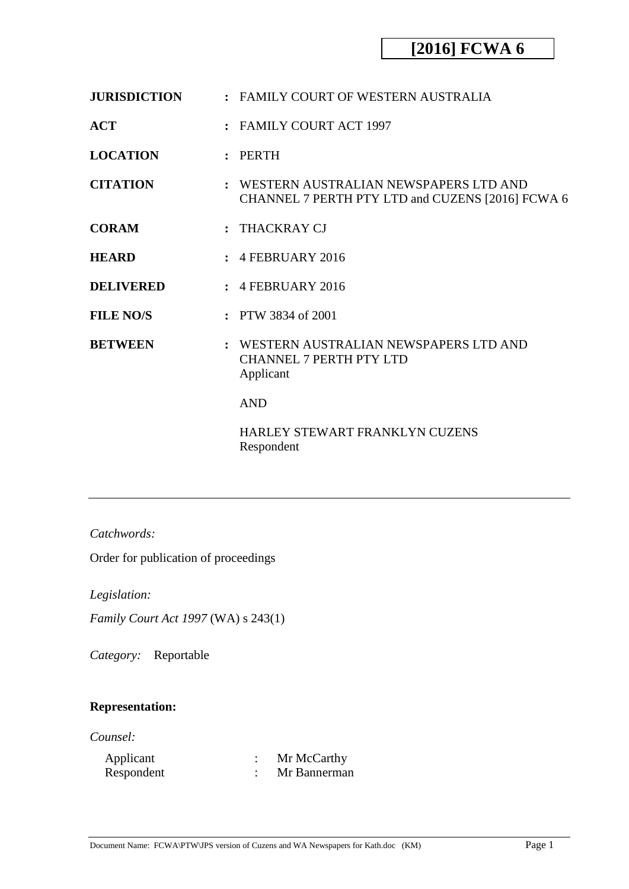**[2016] FCWA 6**

| | | |
|---|---|---|
| **JURISDICTION** | **:** | FAMILY COURT OF WESTERN AUSTRALIA |
| **ACT** | **:** | FAMILY COURT ACT 1997 |
| **LOCATION** | **:** | PERTH |
| **CITATION** | **:** | WESTERN AUSTRALIAN NEWSPAPERS LTD AND CHANNEL 7 PERTH PTY LTD and CUZENS [2016] FCWA 6 |
| **CORAM** | **:** | THACKRAY CJ |
| **HEARD** | **:** | 4 FEBRUARY 2016 |
| **DELIVERED** | **:** | 4 FEBRUARY 2016 |
| **FILE NO/S** | **:** | PTW 3834 of 2001 |
| **BETWEEN** | **:** | WESTERN AUSTRALIAN NEWSPAPERS LTD AND CHANNEL 7 PERTH PTY LTD<br>Applicant<br><br>AND<br><br>HARLEY STEWART FRANKLYN CUZENS<br>Respondent |

---

*Catchwords:*

Order for publication of proceedings

*Legislation:*

*Family Court Act 1997* (WA) s 243(1)

*Category:* Reportable

**Representation:**

*Counsel:*

| | | |
|---|---|---|
| Applicant | : | Mr McCarthy |
| Respondent | : | Mr Bannerman |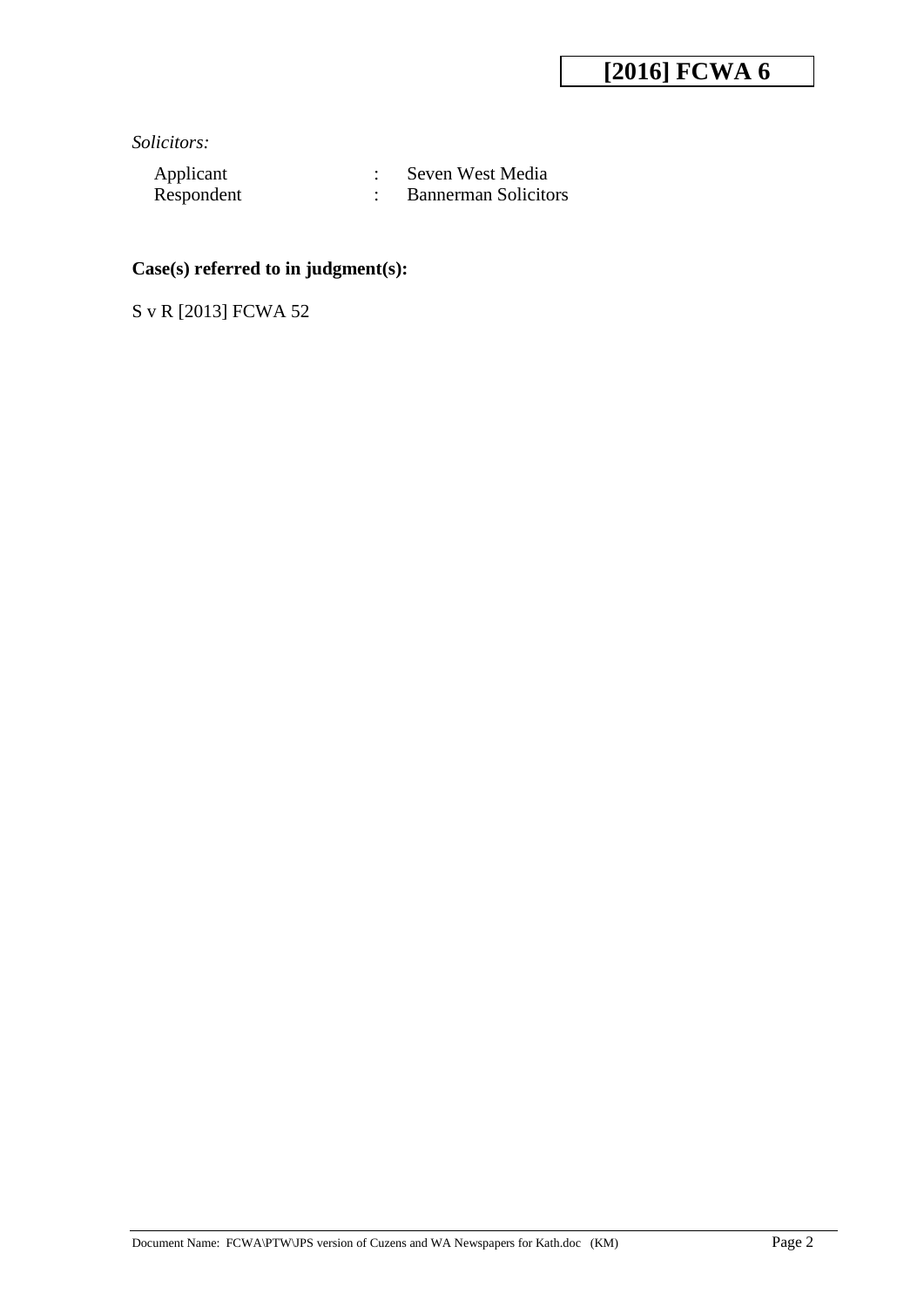*Solicitors:*

| | | |
|---|---|---|
| Applicant | : | Seven West Media |
| Respondent | : | Bannerman Solicitors |

**Case(s) referred to in judgment(s):**

S v R [2013] FCWA 52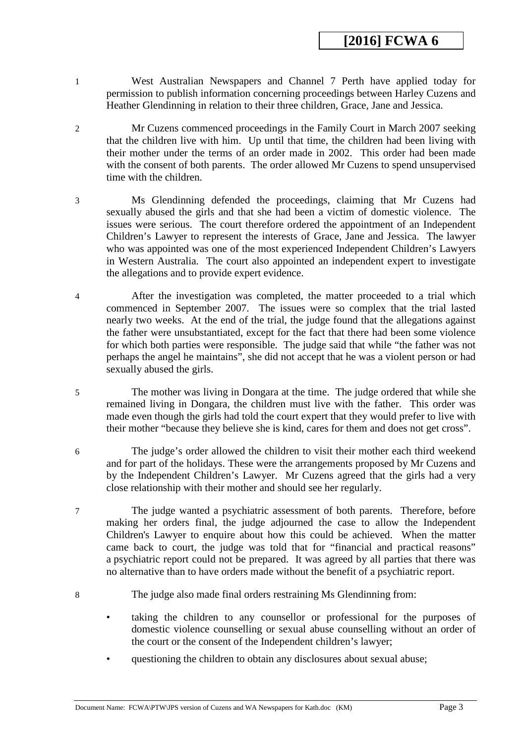1 West Australian Newspapers and Channel 7 Perth have applied today for permission to publish information concerning proceedings between Harley Cuzens and Heather Glendinning in relation to their three children, Grace, Jane and Jessica.

2 Mr Cuzens commenced proceedings in the Family Court in March 2007 seeking that the children live with him. Up until that time, the children had been living with their mother under the terms of an order made in 2002. This order had been made with the consent of both parents. The order allowed Mr Cuzens to spend unsupervised time with the children.

3 Ms Glendinning defended the proceedings, claiming that Mr Cuzens had sexually abused the girls and that she had been a victim of domestic violence. The issues were serious. The court therefore ordered the appointment of an Independent Children's Lawyer to represent the interests of Grace, Jane and Jessica. The lawyer who was appointed was one of the most experienced Independent Children's Lawyers in Western Australia. The court also appointed an independent expert to investigate the allegations and to provide expert evidence.

4 After the investigation was completed, the matter proceeded to a trial which commenced in September 2007. The issues were so complex that the trial lasted nearly two weeks. At the end of the trial, the judge found that the allegations against the father were unsubstantiated, except for the fact that there had been some violence for which both parties were responsible. The judge said that while "the father was not perhaps the angel he maintains", she did not accept that he was a violent person or had sexually abused the girls.

5 The mother was living in Dongara at the time. The judge ordered that while she remained living in Dongara, the children must live with the father. This order was made even though the girls had told the court expert that they would prefer to live with their mother "because they believe she is kind, cares for them and does not get cross".

6 The judge's order allowed the children to visit their mother each third weekend and for part of the holidays. These were the arrangements proposed by Mr Cuzens and by the Independent Children's Lawyer. Mr Cuzens agreed that the girls had a very close relationship with their mother and should see her regularly.

7 The judge wanted a psychiatric assessment of both parents. Therefore, before making her orders final, the judge adjourned the case to allow the Independent Children's Lawyer to enquire about how this could be achieved. When the matter came back to court, the judge was told that for "financial and practical reasons" a psychiatric report could not be prepared. It was agreed by all parties that there was no alternative than to have orders made without the benefit of a psychiatric report.

8 The judge also made final orders restraining Ms Glendinning from:

- taking the children to any counsellor or professional for the purposes of domestic violence counselling or sexual abuse counselling without an order of the court or the consent of the Independent children's lawyer;
- questioning the children to obtain any disclosures about sexual abuse;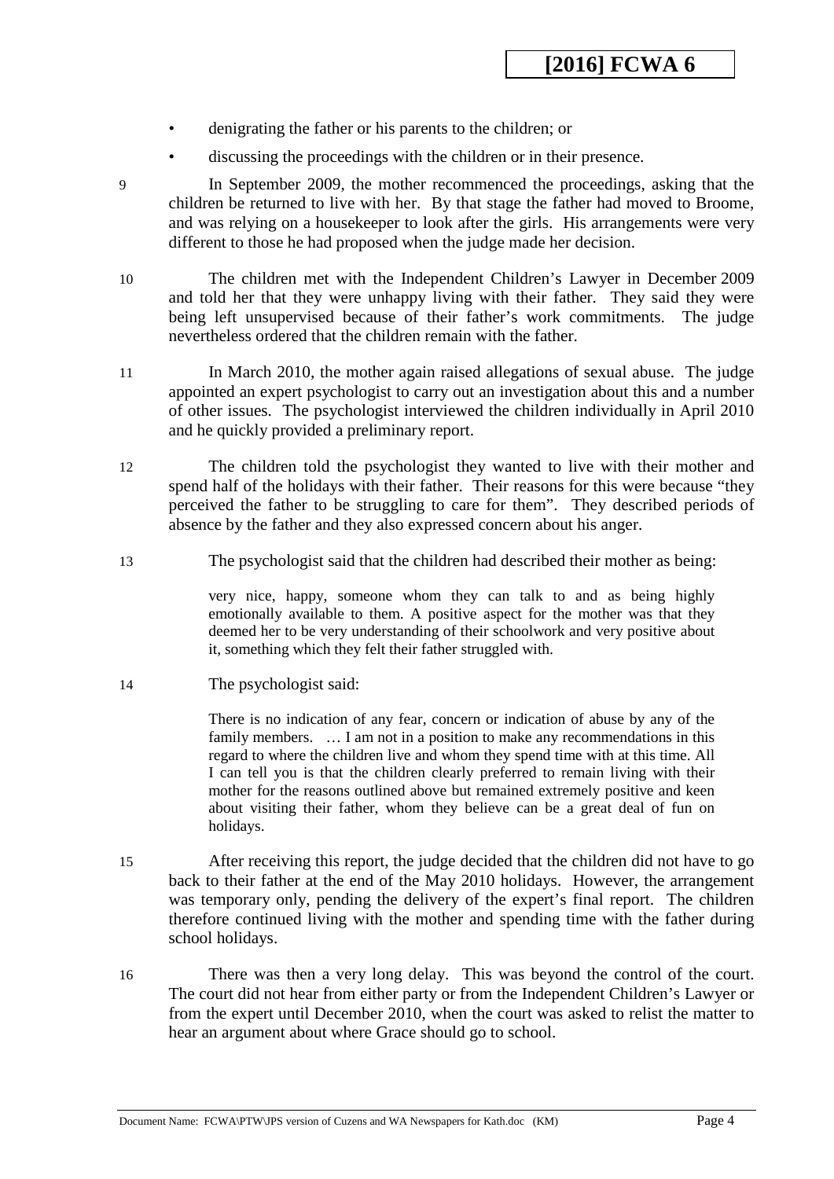- denigrating the father or his parents to the children; or
- discussing the proceedings with the children or in their presence.

9 In September 2009, the mother recommenced the proceedings, asking that the children be returned to live with her. By that stage the father had moved to Broome, and was relying on a housekeeper to look after the girls. His arrangements were very different to those he had proposed when the judge made her decision.

10 The children met with the Independent Children's Lawyer in December 2009 and told her that they were unhappy living with their father. They said they were being left unsupervised because of their father's work commitments. The judge nevertheless ordered that the children remain with the father.

11 In March 2010, the mother again raised allegations of sexual abuse. The judge appointed an expert psychologist to carry out an investigation about this and a number of other issues. The psychologist interviewed the children individually in April 2010 and he quickly provided a preliminary report.

12 The children told the psychologist they wanted to live with their mother and spend half of the holidays with their father. Their reasons for this were because "they perceived the father to be struggling to care for them". They described periods of absence by the father and they also expressed concern about his anger.

13 The psychologist said that the children had described their mother as being:

> very nice, happy, someone whom they can talk to and as being highly emotionally available to them. A positive aspect for the mother was that they deemed her to be very understanding of their schoolwork and very positive about it, something which they felt their father struggled with.

14 The psychologist said:

> There is no indication of any fear, concern or indication of abuse by any of the family members. … I am not in a position to make any recommendations in this regard to where the children live and whom they spend time with at this time. All I can tell you is that the children clearly preferred to remain living with their mother for the reasons outlined above but remained extremely positive and keen about visiting their father, whom they believe can be a great deal of fun on holidays.

15 After receiving this report, the judge decided that the children did not have to go back to their father at the end of the May 2010 holidays. However, the arrangement was temporary only, pending the delivery of the expert's final report. The children therefore continued living with the mother and spending time with the father during school holidays.

16 There was then a very long delay. This was beyond the control of the court. The court did not hear from either party or from the Independent Children's Lawyer or from the expert until December 2010, when the court was asked to relist the matter to hear an argument about where Grace should go to school.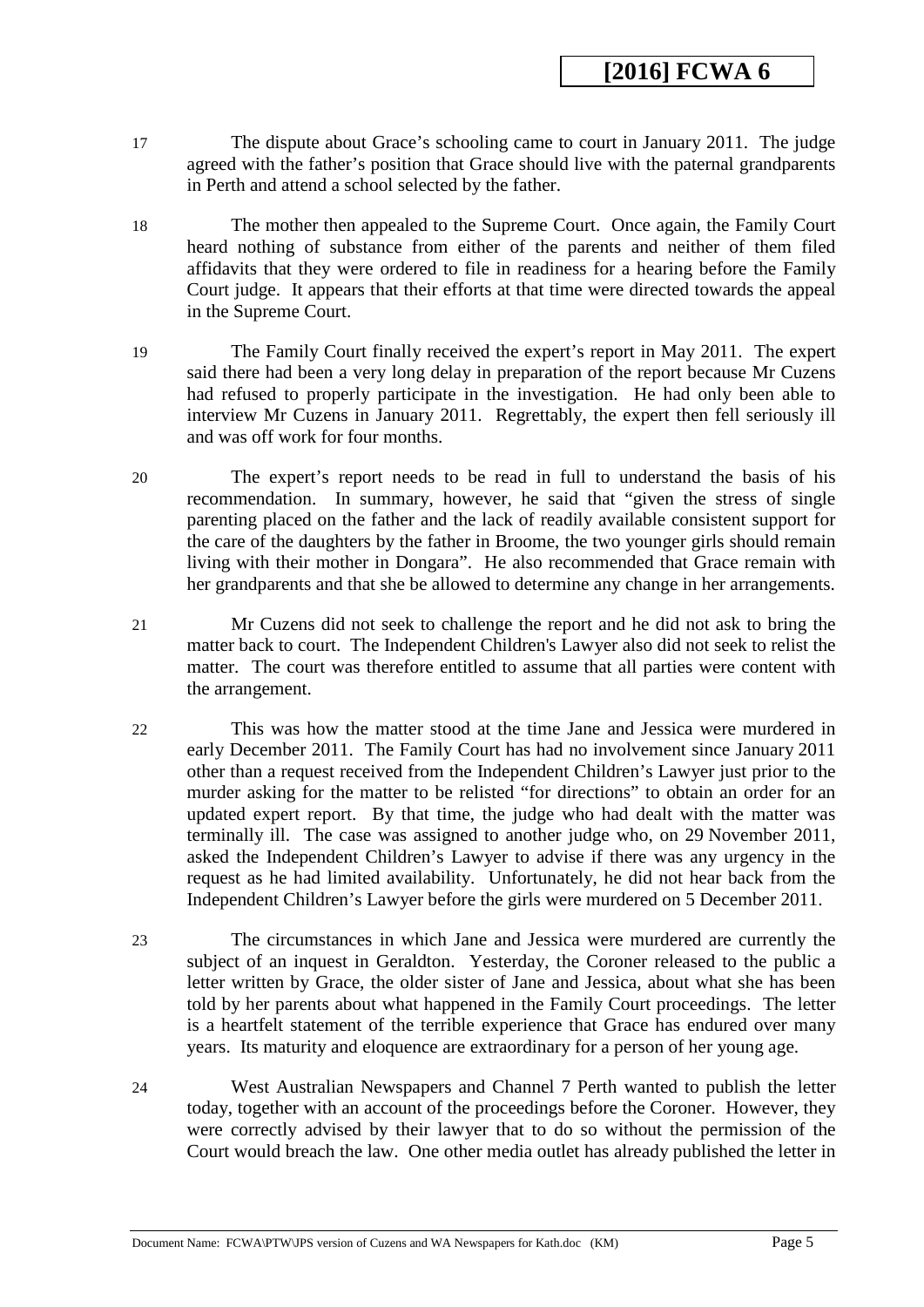17 The dispute about Grace's schooling came to court in January 2011. The judge agreed with the father's position that Grace should live with the paternal grandparents in Perth and attend a school selected by the father.

18 The mother then appealed to the Supreme Court. Once again, the Family Court heard nothing of substance from either of the parents and neither of them filed affidavits that they were ordered to file in readiness for a hearing before the Family Court judge. It appears that their efforts at that time were directed towards the appeal in the Supreme Court.

19 The Family Court finally received the expert's report in May 2011. The expert said there had been a very long delay in preparation of the report because Mr Cuzens had refused to properly participate in the investigation. He had only been able to interview Mr Cuzens in January 2011. Regrettably, the expert then fell seriously ill and was off work for four months.

20 The expert's report needs to be read in full to understand the basis of his recommendation. In summary, however, he said that "given the stress of single parenting placed on the father and the lack of readily available consistent support for the care of the daughters by the father in Broome, the two younger girls should remain living with their mother in Dongara". He also recommended that Grace remain with her grandparents and that she be allowed to determine any change in her arrangements.

21 Mr Cuzens did not seek to challenge the report and he did not ask to bring the matter back to court. The Independent Children's Lawyer also did not seek to relist the matter. The court was therefore entitled to assume that all parties were content with the arrangement.

22 This was how the matter stood at the time Jane and Jessica were murdered in early December 2011. The Family Court has had no involvement since January 2011 other than a request received from the Independent Children's Lawyer just prior to the murder asking for the matter to be relisted "for directions" to obtain an order for an updated expert report. By that time, the judge who had dealt with the matter was terminally ill. The case was assigned to another judge who, on 29 November 2011, asked the Independent Children's Lawyer to advise if there was any urgency in the request as he had limited availability. Unfortunately, he did not hear back from the Independent Children's Lawyer before the girls were murdered on 5 December 2011.

23 The circumstances in which Jane and Jessica were murdered are currently the subject of an inquest in Geraldton. Yesterday, the Coroner released to the public a letter written by Grace, the older sister of Jane and Jessica, about what she has been told by her parents about what happened in the Family Court proceedings. The letter is a heartfelt statement of the terrible experience that Grace has endured over many years. Its maturity and eloquence are extraordinary for a person of her young age.

24 West Australian Newspapers and Channel 7 Perth wanted to publish the letter today, together with an account of the proceedings before the Coroner. However, they were correctly advised by their lawyer that to do so without the permission of the Court would breach the law. One other media outlet has already published the letter in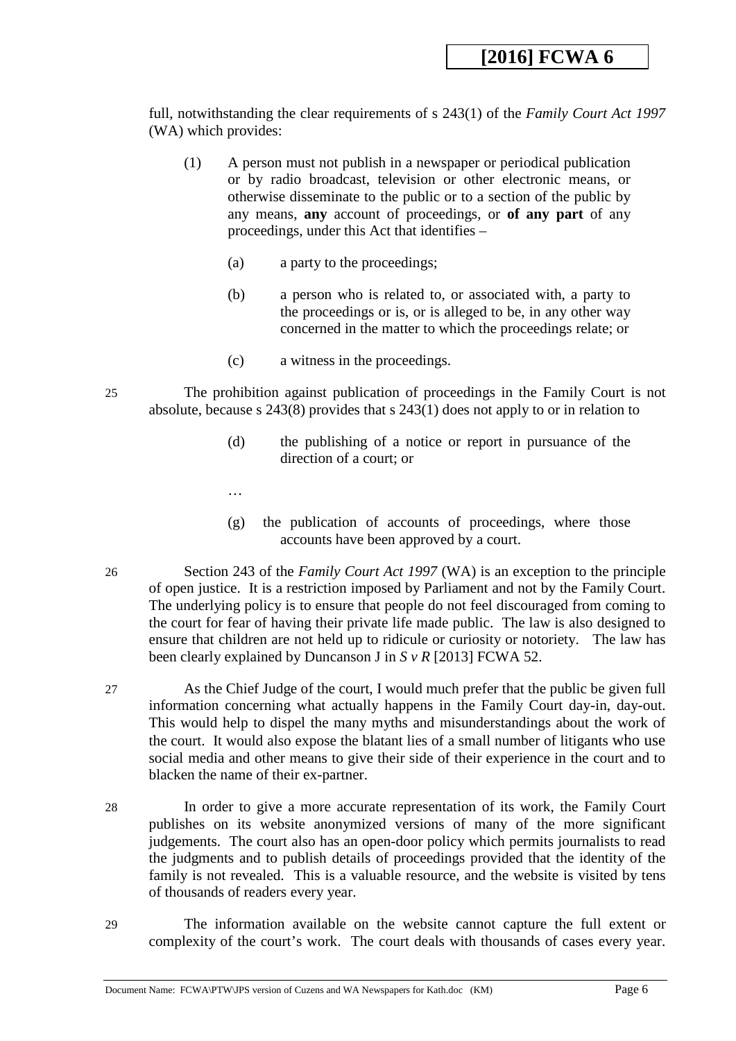full, notwithstanding the clear requirements of s 243(1) of the *Family Court Act 1997* (WA) which provides:

> (1) A person must not publish in a newspaper or periodical publication or by radio broadcast, television or other electronic means, or otherwise disseminate to the public or to a section of the public by any means, **any** account of proceedings, or **of any part** of any proceedings, under this Act that identifies –
>
> (a) a party to the proceedings;
>
> (b) a person who is related to, or associated with, a party to the proceedings or is, or is alleged to be, in any other way concerned in the matter to which the proceedings relate; or
>
> (c) a witness in the proceedings.

25 The prohibition against publication of proceedings in the Family Court is not absolute, because s 243(8) provides that s 243(1) does not apply to or in relation to

> (d) the publishing of a notice or report in pursuance of the direction of a court; or
>
> …
>
> (g) the publication of accounts of proceedings, where those accounts have been approved by a court.

26 Section 243 of the *Family Court Act 1997* (WA) is an exception to the principle of open justice. It is a restriction imposed by Parliament and not by the Family Court. The underlying policy is to ensure that people do not feel discouraged from coming to the court for fear of having their private life made public. The law is also designed to ensure that children are not held up to ridicule or curiosity or notoriety. The law has been clearly explained by Duncanson J in *S v R* [2013] FCWA 52.

27 As the Chief Judge of the court, I would much prefer that the public be given full information concerning what actually happens in the Family Court day-in, day-out. This would help to dispel the many myths and misunderstandings about the work of the court. It would also expose the blatant lies of a small number of litigants who use social media and other means to give their side of their experience in the court and to blacken the name of their ex-partner.

28 In order to give a more accurate representation of its work, the Family Court publishes on its website anonymized versions of many of the more significant judgements. The court also has an open-door policy which permits journalists to read the judgments and to publish details of proceedings provided that the identity of the family is not revealed. This is a valuable resource, and the website is visited by tens of thousands of readers every year.

29 The information available on the website cannot capture the full extent or complexity of the court's work. The court deals with thousands of cases every year.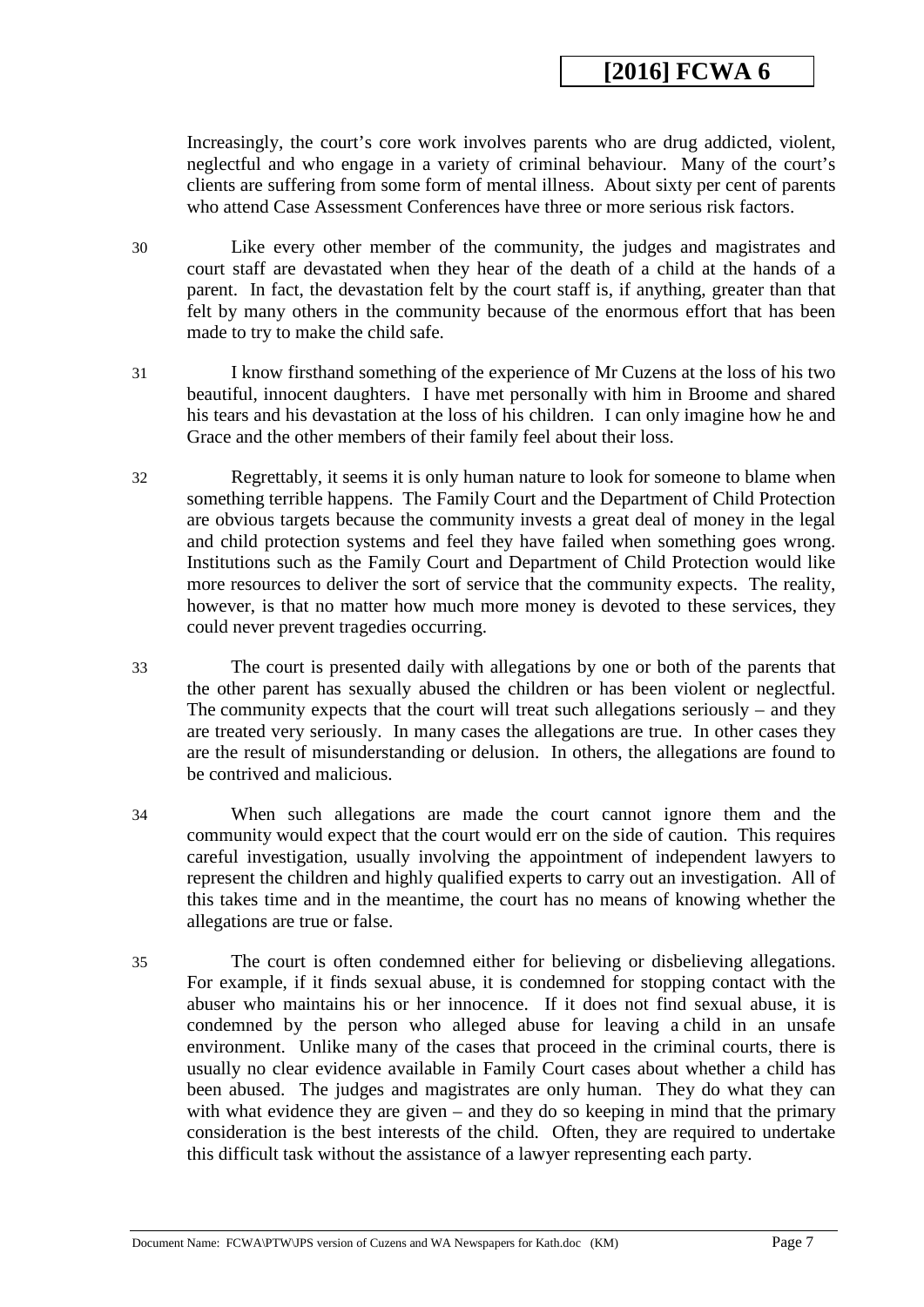Increasingly, the court's core work involves parents who are drug addicted, violent, neglectful and who engage in a variety of criminal behaviour. Many of the court's clients are suffering from some form of mental illness. About sixty per cent of parents who attend Case Assessment Conferences have three or more serious risk factors.

30 Like every other member of the community, the judges and magistrates and court staff are devastated when they hear of the death of a child at the hands of a parent. In fact, the devastation felt by the court staff is, if anything, greater than that felt by many others in the community because of the enormous effort that has been made to try to make the child safe.

31 I know firsthand something of the experience of Mr Cuzens at the loss of his two beautiful, innocent daughters. I have met personally with him in Broome and shared his tears and his devastation at the loss of his children. I can only imagine how he and Grace and the other members of their family feel about their loss.

32 Regrettably, it seems it is only human nature to look for someone to blame when something terrible happens. The Family Court and the Department of Child Protection are obvious targets because the community invests a great deal of money in the legal and child protection systems and feel they have failed when something goes wrong. Institutions such as the Family Court and Department of Child Protection would like more resources to deliver the sort of service that the community expects. The reality, however, is that no matter how much more money is devoted to these services, they could never prevent tragedies occurring.

33 The court is presented daily with allegations by one or both of the parents that the other parent has sexually abused the children or has been violent or neglectful. The community expects that the court will treat such allegations seriously – and they are treated very seriously. In many cases the allegations are true. In other cases they are the result of misunderstanding or delusion. In others, the allegations are found to be contrived and malicious.

34 When such allegations are made the court cannot ignore them and the community would expect that the court would err on the side of caution. This requires careful investigation, usually involving the appointment of independent lawyers to represent the children and highly qualified experts to carry out an investigation. All of this takes time and in the meantime, the court has no means of knowing whether the allegations are true or false.

35 The court is often condemned either for believing or disbelieving allegations. For example, if it finds sexual abuse, it is condemned for stopping contact with the abuser who maintains his or her innocence. If it does not find sexual abuse, it is condemned by the person who alleged abuse for leaving a child in an unsafe environment. Unlike many of the cases that proceed in the criminal courts, there is usually no clear evidence available in Family Court cases about whether a child has been abused. The judges and magistrates are only human. They do what they can with what evidence they are given – and they do so keeping in mind that the primary consideration is the best interests of the child. Often, they are required to undertake this difficult task without the assistance of a lawyer representing each party.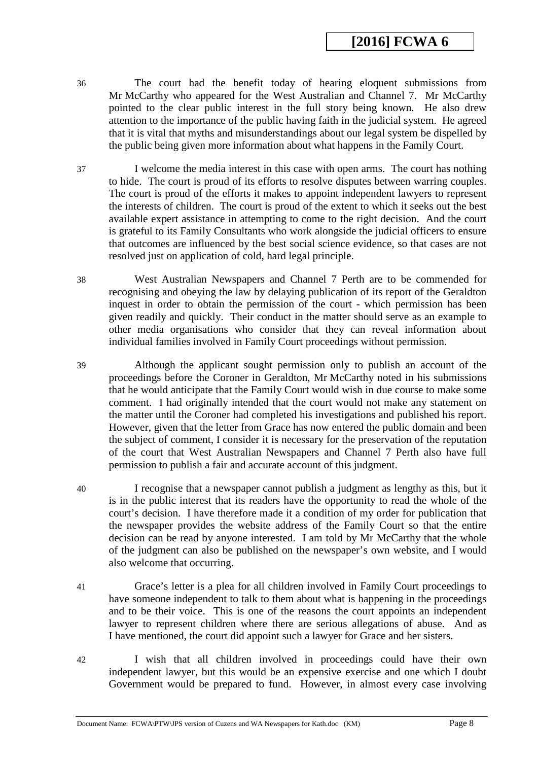36 The court had the benefit today of hearing eloquent submissions from Mr McCarthy who appeared for the West Australian and Channel 7. Mr McCarthy pointed to the clear public interest in the full story being known. He also drew attention to the importance of the public having faith in the judicial system. He agreed that it is vital that myths and misunderstandings about our legal system be dispelled by the public being given more information about what happens in the Family Court.

37 I welcome the media interest in this case with open arms. The court has nothing to hide. The court is proud of its efforts to resolve disputes between warring couples. The court is proud of the efforts it makes to appoint independent lawyers to represent the interests of children. The court is proud of the extent to which it seeks out the best available expert assistance in attempting to come to the right decision. And the court is grateful to its Family Consultants who work alongside the judicial officers to ensure that outcomes are influenced by the best social science evidence, so that cases are not resolved just on application of cold, hard legal principle.

38 West Australian Newspapers and Channel 7 Perth are to be commended for recognising and obeying the law by delaying publication of its report of the Geraldton inquest in order to obtain the permission of the court - which permission has been given readily and quickly. Their conduct in the matter should serve as an example to other media organisations who consider that they can reveal information about individual families involved in Family Court proceedings without permission.

39 Although the applicant sought permission only to publish an account of the proceedings before the Coroner in Geraldton, Mr McCarthy noted in his submissions that he would anticipate that the Family Court would wish in due course to make some comment. I had originally intended that the court would not make any statement on the matter until the Coroner had completed his investigations and published his report. However, given that the letter from Grace has now entered the public domain and been the subject of comment, I consider it is necessary for the preservation of the reputation of the court that West Australian Newspapers and Channel 7 Perth also have full permission to publish a fair and accurate account of this judgment.

40 I recognise that a newspaper cannot publish a judgment as lengthy as this, but it is in the public interest that its readers have the opportunity to read the whole of the court's decision. I have therefore made it a condition of my order for publication that the newspaper provides the website address of the Family Court so that the entire decision can be read by anyone interested. I am told by Mr McCarthy that the whole of the judgment can also be published on the newspaper's own website, and I would also welcome that occurring.

41 Grace's letter is a plea for all children involved in Family Court proceedings to have someone independent to talk to them about what is happening in the proceedings and to be their voice. This is one of the reasons the court appoints an independent lawyer to represent children where there are serious allegations of abuse. And as I have mentioned, the court did appoint such a lawyer for Grace and her sisters.

42 I wish that all children involved in proceedings could have their own independent lawyer, but this would be an expensive exercise and one which I doubt Government would be prepared to fund. However, in almost every case involving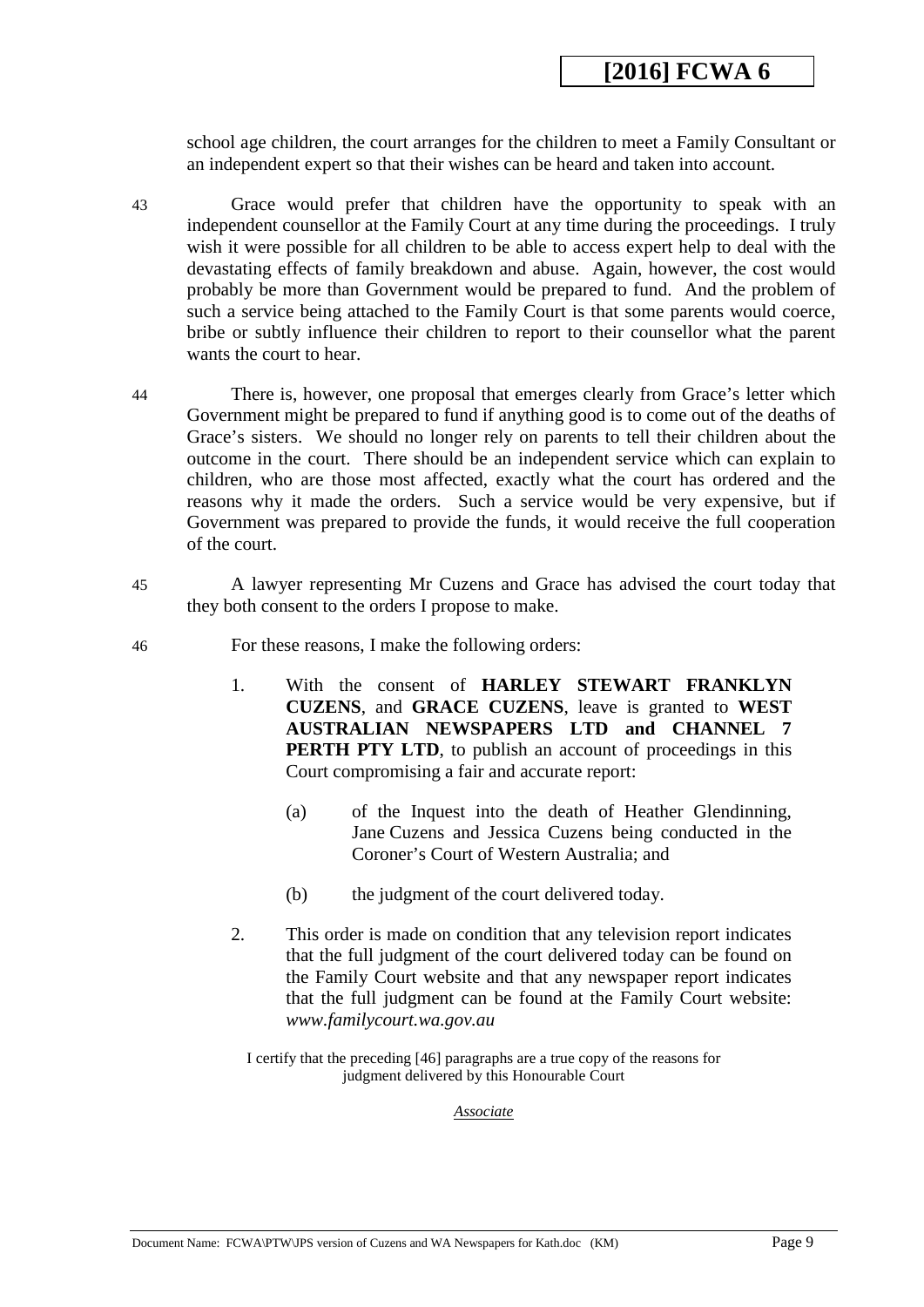school age children, the court arranges for the children to meet a Family Consultant or an independent expert so that their wishes can be heard and taken into account.

43 Grace would prefer that children have the opportunity to speak with an independent counsellor at the Family Court at any time during the proceedings. I truly wish it were possible for all children to be able to access expert help to deal with the devastating effects of family breakdown and abuse. Again, however, the cost would probably be more than Government would be prepared to fund. And the problem of such a service being attached to the Family Court is that some parents would coerce, bribe or subtly influence their children to report to their counsellor what the parent wants the court to hear.

44 There is, however, one proposal that emerges clearly from Grace's letter which Government might be prepared to fund if anything good is to come out of the deaths of Grace's sisters. We should no longer rely on parents to tell their children about the outcome in the court. There should be an independent service which can explain to children, who are those most affected, exactly what the court has ordered and the reasons why it made the orders. Such a service would be very expensive, but if Government was prepared to provide the funds, it would receive the full cooperation of the court.

45 A lawyer representing Mr Cuzens and Grace has advised the court today that they both consent to the orders I propose to make.

46 For these reasons, I make the following orders:

1. With the consent of **HARLEY STEWART FRANKLYN CUZENS**, and **GRACE CUZENS**, leave is granted to **WEST AUSTRALIAN NEWSPAPERS LTD and CHANNEL 7 PERTH PTY LTD**, to publish an account of proceedings in this Court compromising a fair and accurate report:

   (a) of the Inquest into the death of Heather Glendinning, Jane Cuzens and Jessica Cuzens being conducted in the Coroner's Court of Western Australia; and

   (b) the judgment of the court delivered today.

2. This order is made on condition that any television report indicates that the full judgment of the court delivered today can be found on the Family Court website and that any newspaper report indicates that the full judgment can be found at the Family Court website: *www.familycourt.wa.gov.au*

I certify that the preceding [46] paragraphs are a true copy of the reasons for judgment delivered by this Honourable Court

*Associate*